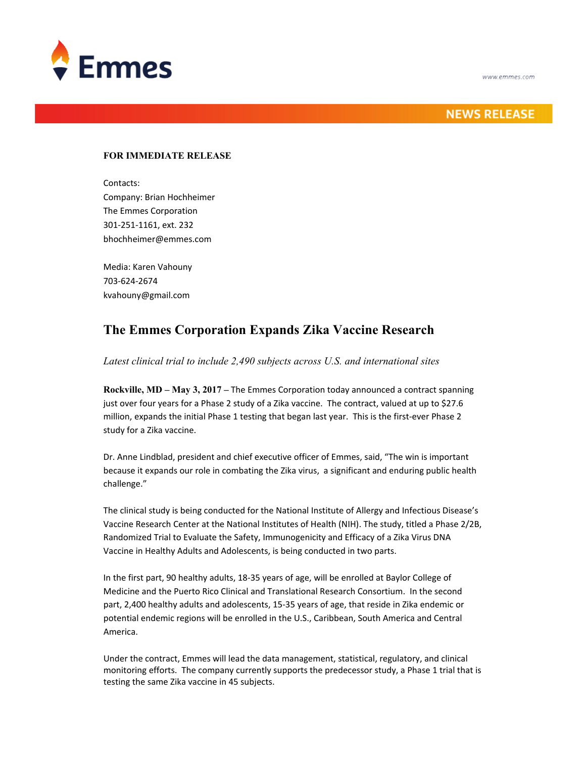Emmes

www.emmes.com

NEWS RELEASE

**FOR IMMEDIATE RELEASE**

Contacts:
Company: Brian Hochheimer
The Emmes Corporation
301-251-1161, ext. 232
bhochheimer@emmes.com

Media: Karen Vahouny
703-624-2674
kvahouny@gmail.com

## The Emmes Corporation Expands Zika Vaccine Research

*Latest clinical trial to include 2,490 subjects across U.S. and international sites*

**Rockville, MD – May 3, 2017** – The Emmes Corporation today announced a contract spanning just over four years for a Phase 2 study of a Zika vaccine. The contract, valued at up to $27.6 million, expands the initial Phase 1 testing that began last year. This is the first-ever Phase 2 study for a Zika vaccine.

Dr. Anne Lindblad, president and chief executive officer of Emmes, said, "The win is important because it expands our role in combating the Zika virus, a significant and enduring public health challenge."

The clinical study is being conducted for the National Institute of Allergy and Infectious Disease's Vaccine Research Center at the National Institutes of Health (NIH). The study, titled a Phase 2/2B, Randomized Trial to Evaluate the Safety, Immunogenicity and Efficacy of a Zika Virus DNA Vaccine in Healthy Adults and Adolescents, is being conducted in two parts.

In the first part, 90 healthy adults, 18-35 years of age, will be enrolled at Baylor College of Medicine and the Puerto Rico Clinical and Translational Research Consortium. In the second part, 2,400 healthy adults and adolescents, 15-35 years of age, that reside in Zika endemic or potential endemic regions will be enrolled in the U.S., Caribbean, South America and Central America.

Under the contract, Emmes will lead the data management, statistical, regulatory, and clinical monitoring efforts. The company currently supports the predecessor study, a Phase 1 trial that is testing the same Zika vaccine in 45 subjects.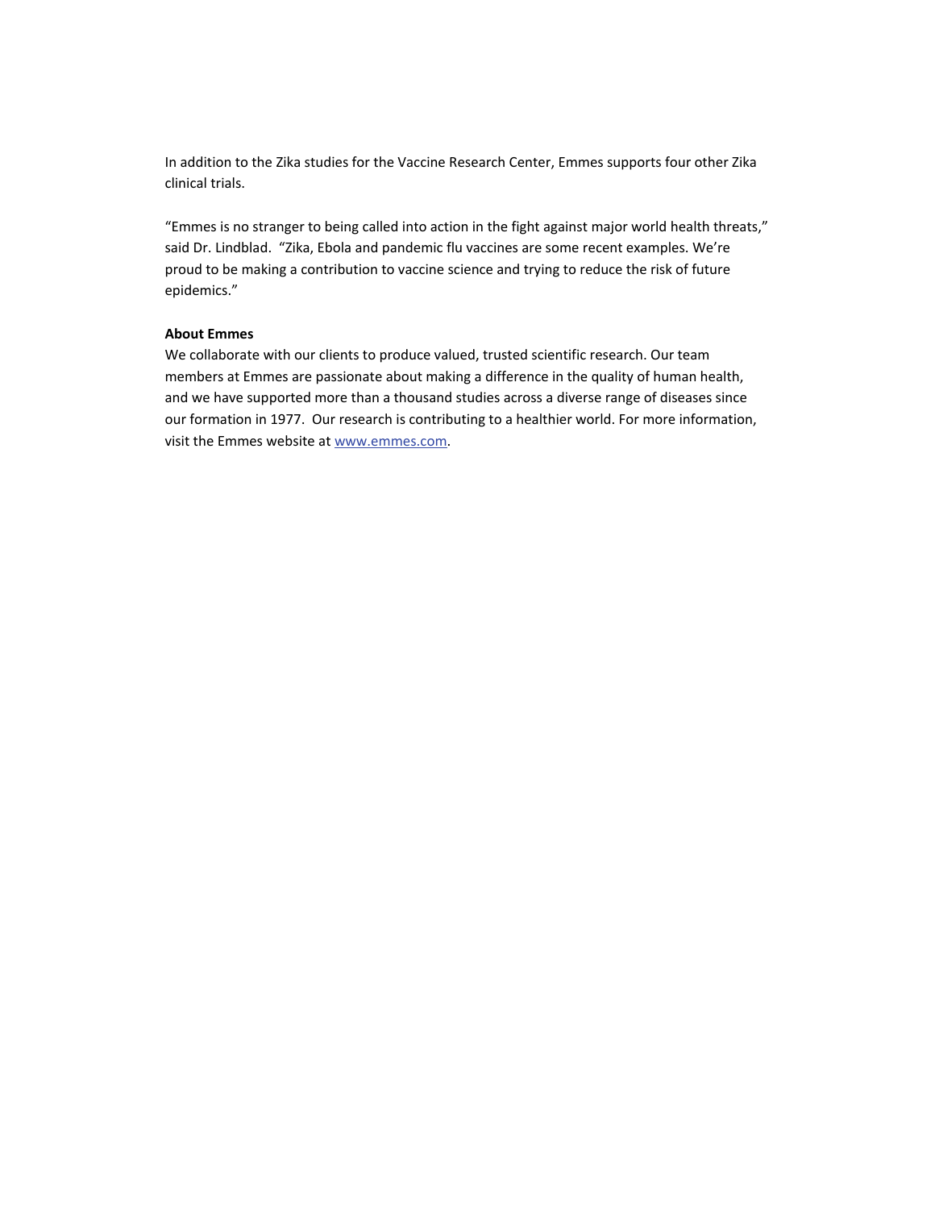In addition to the Zika studies for the Vaccine Research Center, Emmes supports four other Zika clinical trials.

“Emmes is no stranger to being called into action in the fight against major world health threats,” said Dr. Lindblad. “Zika, Ebola and pandemic flu vaccines are some recent examples. We’re proud to be making a contribution to vaccine science and trying to reduce the risk of future epidemics.”

**About Emmes**

We collaborate with our clients to produce valued, trusted scientific research. Our team members at Emmes are passionate about making a difference in the quality of human health, and we have supported more than a thousand studies across a diverse range of diseases since our formation in 1977. Our research is contributing to a healthier world. For more information, visit the Emmes website at [www.emmes.com](http://www.emmes.com).